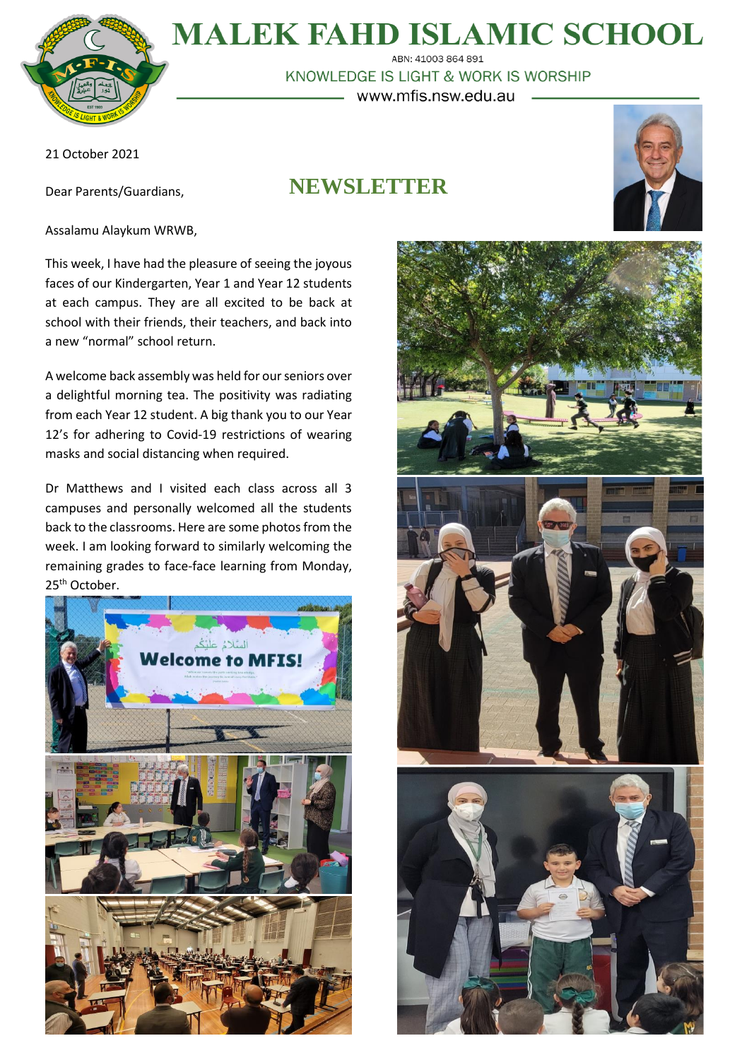# MALEK FAHD ISLAMIC SCHOOL

ABN: 41003 864 891

KNOWLEDGE IS LIGHT & WORK IS WORSHIP

www.mfis.nsw.edu.au

21 October 2021

Dear Parents/Guardians,

## NEWSLETTER

Assalamu Alaykum WRWB,

This week, I have had the pleasure of seeing the joyous faces of our Kindergarten, Year 1 and Year 12 students at each campus. They are all excited to be back at school with their friends, their teachers, and back into a new "normal" school return.

A welcome back assembly was held for our seniors over a delightful morning tea. The positivity was radiating from each Year 12 student. A big thank you to our Year 12's for adhering to Covid-19 restrictions of wearing masks and social distancing when required.

Dr Matthews and I visited each class across all 3 campuses and personally welcomed all the students back to the classrooms. Here are some photos from the week. I am looking forward to similarly welcoming the remaining grades to face-face learning from Monday, 25th October.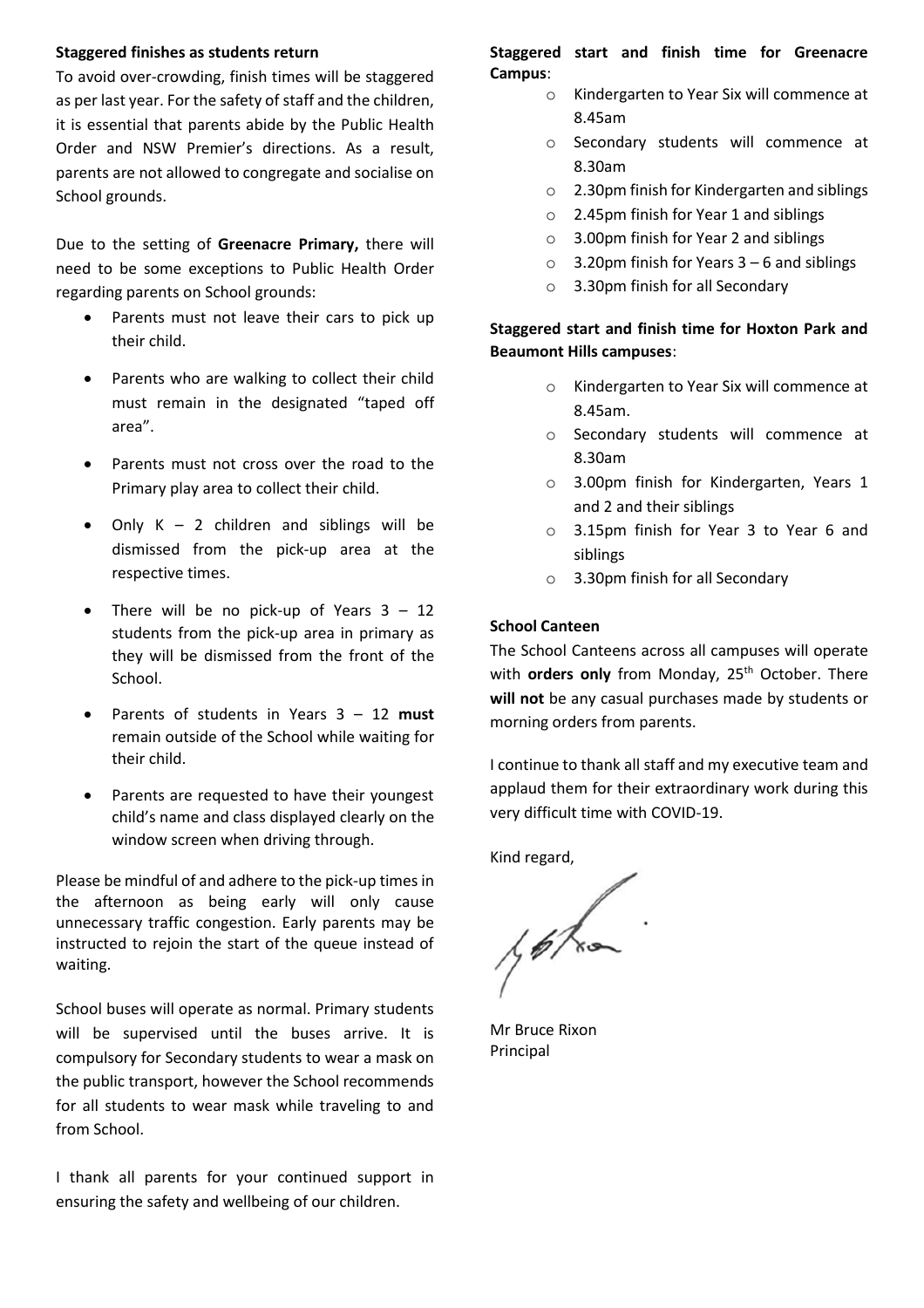**Staggered finishes as students return**

To avoid over-crowding, finish times will be staggered as per last year. For the safety of staff and the children, it is essential that parents abide by the Public Health Order and NSW Premier's directions. As a result, parents are not allowed to congregate and socialise on School grounds.

Due to the setting of **Greenacre Primary,** there will need to be some exceptions to Public Health Order regarding parents on School grounds:

- Parents must not leave their cars to pick up their child.
- Parents who are walking to collect their child must remain in the designated "taped off area".
- Parents must not cross over the road to the Primary play area to collect their child.
- Only K – 2 children and siblings will be dismissed from the pick-up area at the respective times.
- There will be no pick-up of Years 3 – 12 students from the pick-up area in primary as they will be dismissed from the front of the School.
- Parents of students in Years 3 – 12 **must** remain outside of the School while waiting for their child.
- Parents are requested to have their youngest child's name and class displayed clearly on the window screen when driving through.

Please be mindful of and adhere to the pick-up times in the afternoon as being early will only cause unnecessary traffic congestion. Early parents may be instructed to rejoin the start of the queue instead of waiting.

School buses will operate as normal. Primary students will be supervised until the buses arrive. It is compulsory for Secondary students to wear a mask on the public transport, however the School recommends for all students to wear mask while traveling to and from School.

I thank all parents for your continued support in ensuring the safety and wellbeing of our children.

**Staggered start and finish time for Greenacre Campus**:

- Kindergarten to Year Six will commence at 8.45am
- Secondary students will commence at 8.30am
- 2.30pm finish for Kindergarten and siblings
- 2.45pm finish for Year 1 and siblings
- 3.00pm finish for Year 2 and siblings
- 3.20pm finish for Years 3 – 6 and siblings
- 3.30pm finish for all Secondary

**Staggered start and finish time for Hoxton Park and Beaumont Hills campuses**:

- Kindergarten to Year Six will commence at 8.45am.
- Secondary students will commence at 8.30am
- 3.00pm finish for Kindergarten, Years 1 and 2 and their siblings
- 3.15pm finish for Year 3 to Year 6 and siblings
- 3.30pm finish for all Secondary

**School Canteen**

The School Canteens across all campuses will operate with **orders only** from Monday, 25th October. There **will not** be any casual purchases made by students or morning orders from parents.

I continue to thank all staff and my executive team and applaud them for their extraordinary work during this very difficult time with COVID-19.

Kind regard,

Mr Bruce Rixon
Principal